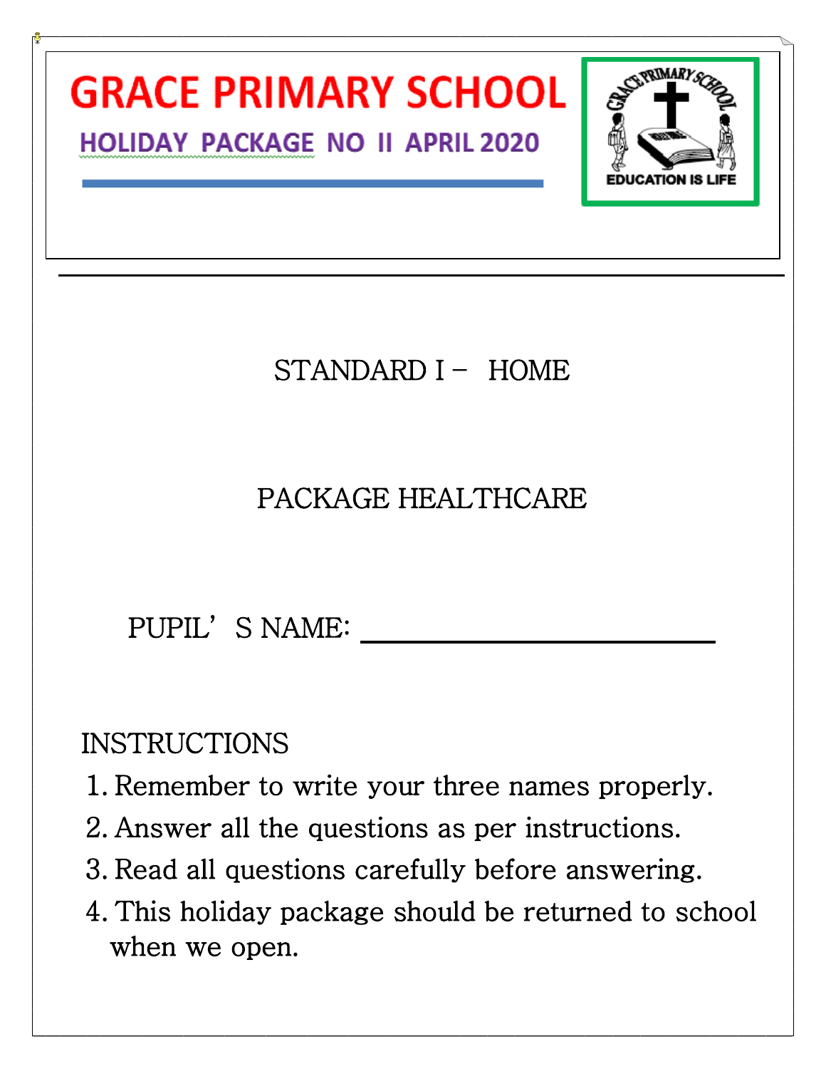# GRACE PRIMARY SCHOOL

## HOLIDAY PACKAGE NO II APRIL 2020

STANDARD I – HOME

PACKAGE HEALTHCARE

PUPIL'S NAME: ______________________________

INSTRUCTIONS

1. Remember to write your three names properly.
2. Answer all the questions as per instructions.
3. Read all questions carefully before answering.
4. This holiday package should be returned to school when we open.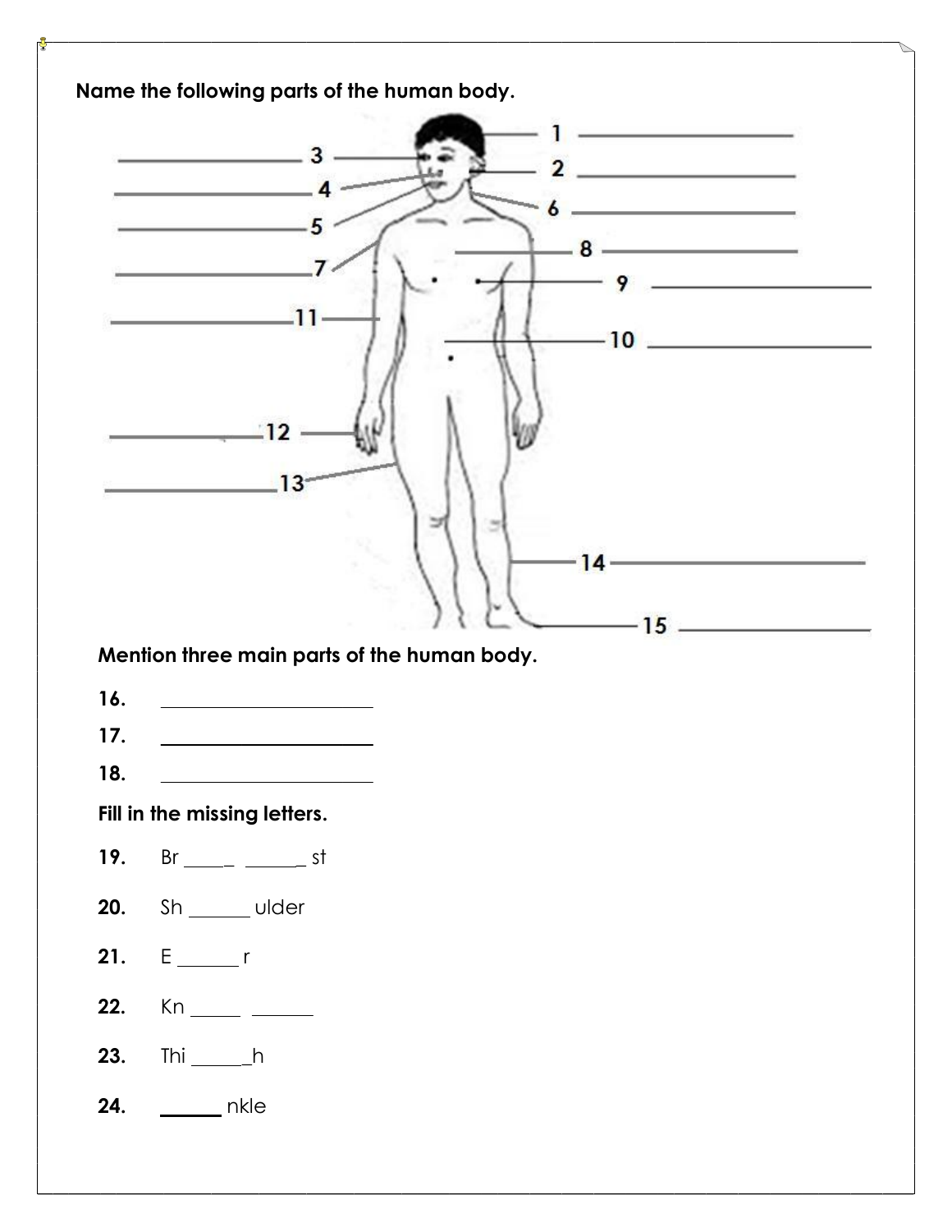**Name the following parts of the human body.**

1. ______________________
2. ______________________
3. ______________________
4. ______________________
5. ______________________
6. ______________________
7. ______________________
8. ______________________
9. ______________________
10. ______________________
11. ______________________
12. ______________________
13. ______________________
14. ______________________
15. ______________________

**Mention three main parts of the human body.**

**16.** ______________________

**17.** ______________________

**18.** ______________________

**Fill in the missing letters.**

**19.** Br _____ _____ st

**20.** Sh ______ ulder

**21.** E ______ r

**22.** Kn _____ ______

**23.** Thi ______h

**24.** ______ nkle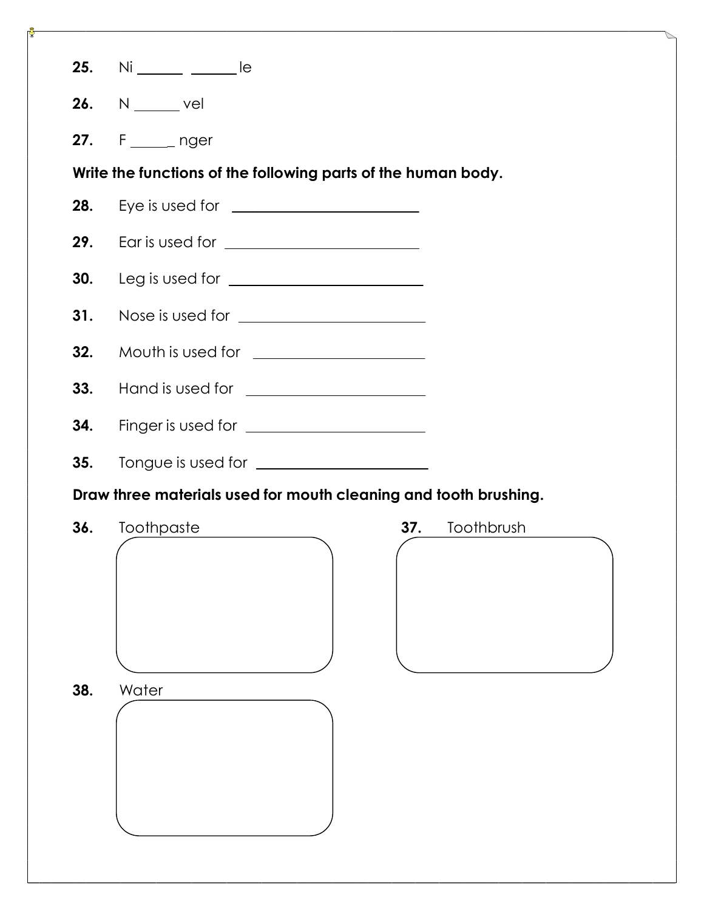25. Ni ______ ______ le

26. N ______ vel

27. F ______ nger

**Write the functions of the following parts of the human body.**

28. Eye is used for ____________________

29. Ear is used for ____________________

30. Leg is used for ____________________

31. Nose is used for ____________________

32. Mouth is used for ____________________

33. Hand is used for ____________________

34. Finger is used for ____________________

35. Tongue is used for ____________________

**Draw three materials used for mouth cleaning and tooth brushing.**

36. Toothpaste

37. Toothbrush

38. Water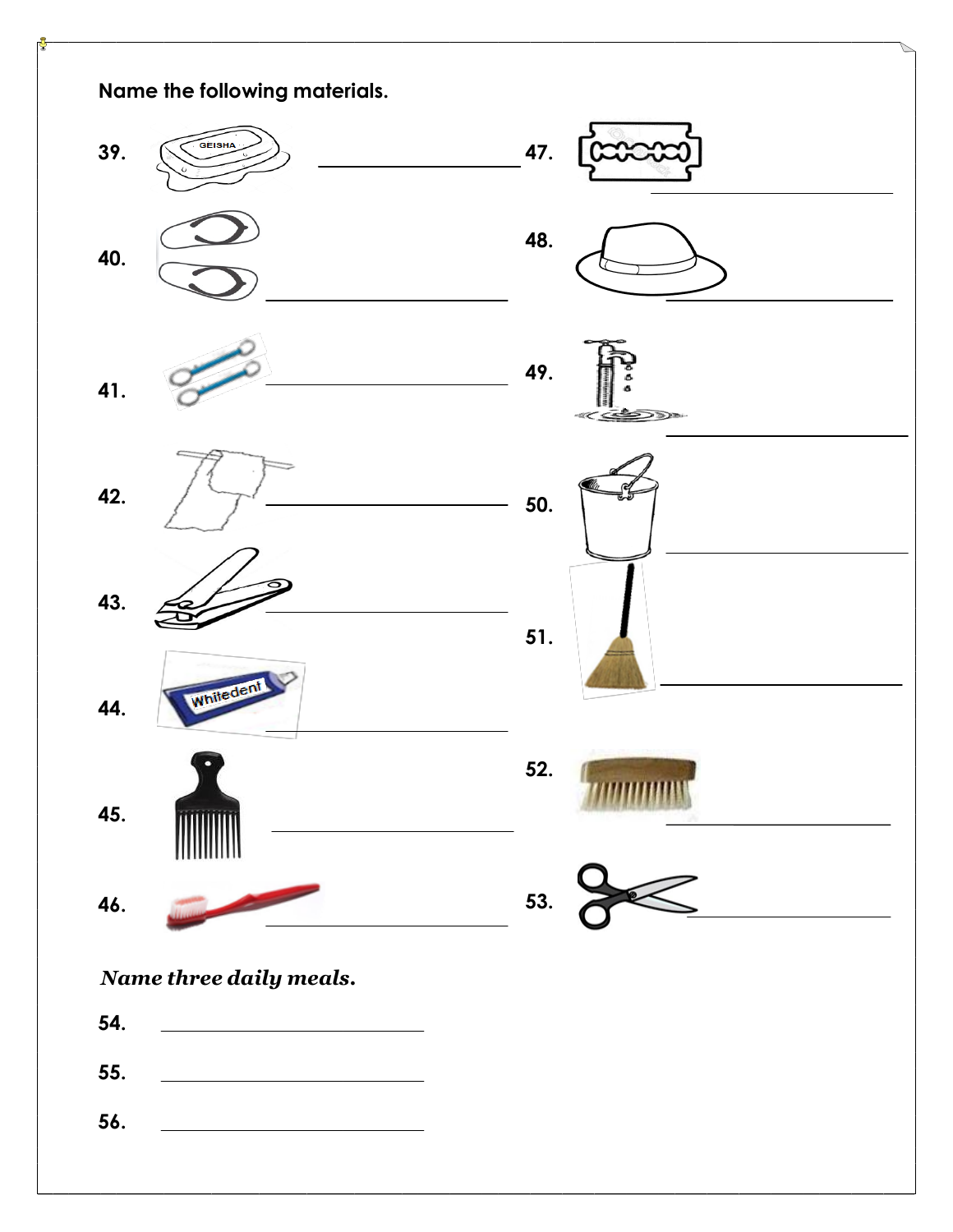**Name the following materials.**

39. GEISHA ____________________

40. ____________________

41. ____________________

42. ____________________

43. ____________________

44. Whitedent ____________________

45. ____________________

46. ____________________

47. ____________________

48. ____________________

49. ____________________

50. ____________________

51. ____________________

52. ____________________

53. ____________________

***Name three daily meals.***

54. ____________________

55. ____________________

56. ____________________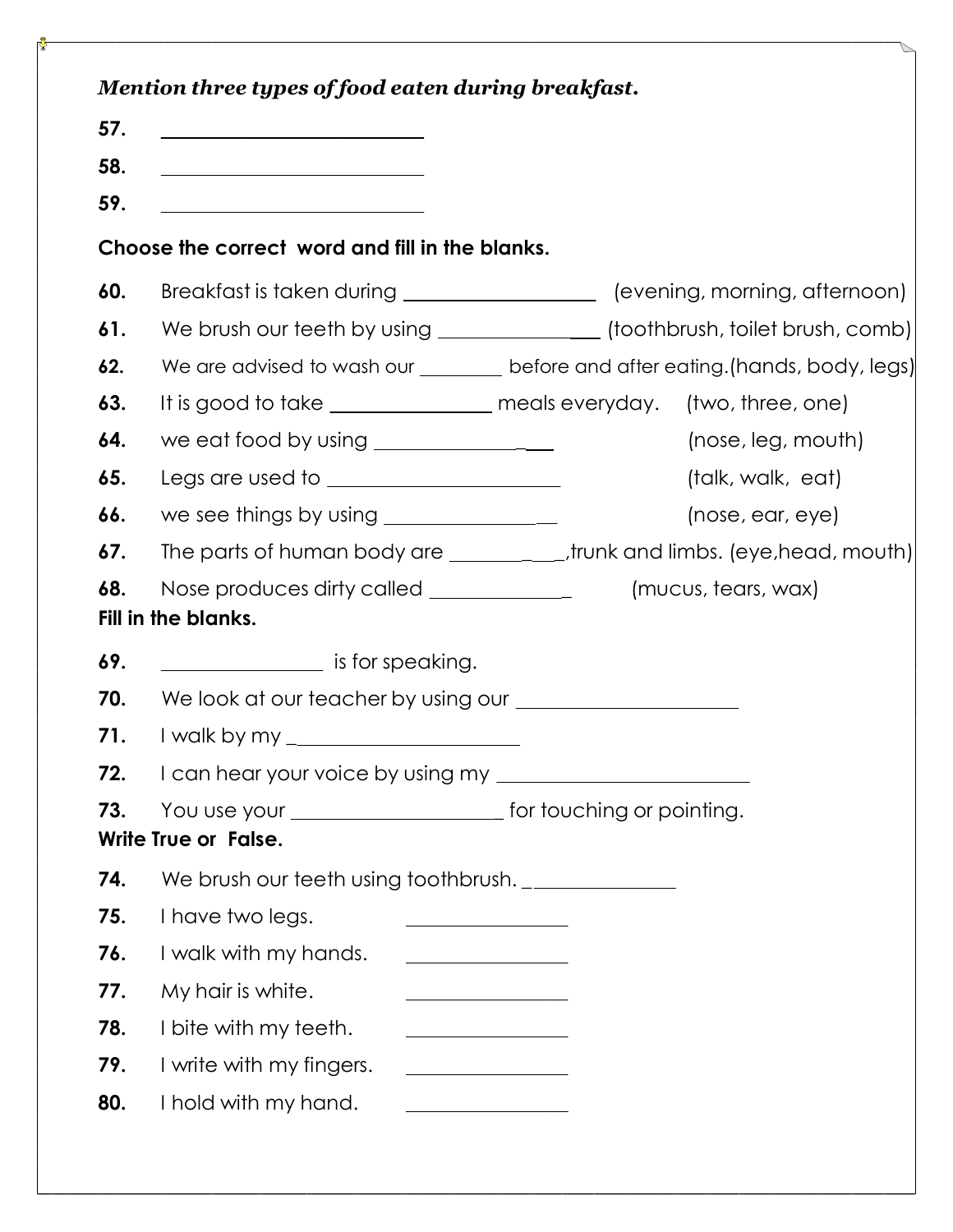***Mention three types of food eaten during breakfast.***

57. ____________________

58. ____________________

59. ____________________

**Choose the correct word and fill in the blanks.**

60. Breakfast is taken during ________________ (evening, morning, afternoon)

61. We brush our teeth by using ______________ (toothbrush, toilet brush, comb)

62. We are advised to wash our ________ before and after eating.(hands, body, legs)

63. It is good to take ______________ meals everyday. (two, three, one)

64. we eat food by using ______________ (nose, leg, mouth)

65. Legs are used to ____________________ (talk, walk, eat)

66. we see things by using ______________ (nose, ear, eye)

67. The parts of human body are ____________,trunk and limbs. (eye,head, mouth)

68. Nose produces dirty called ____________ (mucus, tears, wax)

**Fill in the blanks.**

69. ______________ is for speaking.

70. We look at our teacher by using our ____________________

71. I walk by my ____________________

72. I can hear your voice by using my ______________________

73. You use your ____________________ for touching or pointing.

**Write True or False.**

74. We brush our teeth using toothbrush. ______________

75. I have two legs. ______________

76. I walk with my hands. ______________

77. My hair is white. ______________

78. I bite with my teeth. ______________

79. I write with my fingers. ______________

80. I hold with my hand. ______________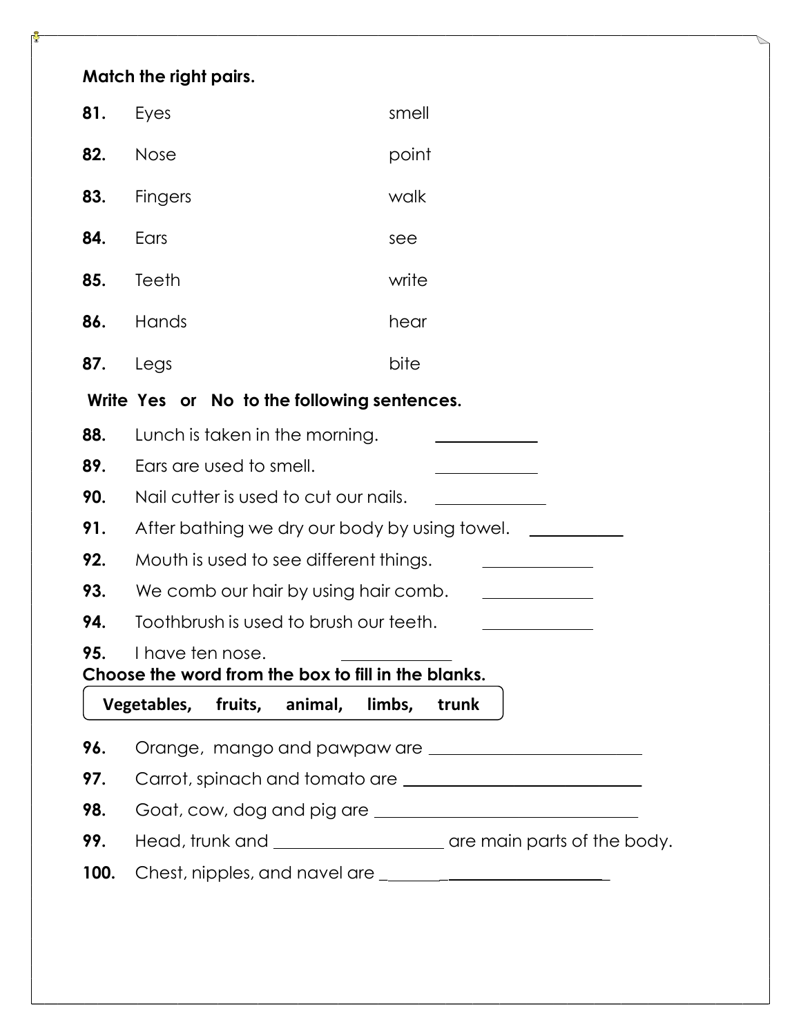**Match the right pairs.**

| | | |
|---|---|---|
| **81.** | Eyes | smell |
| **82.** | Nose | point |
| **83.** | Fingers | walk |
| **84.** | Ears | see |
| **85.** | Teeth | write |
| **86.** | Hands | hear |
| **87.** | Legs | bite |

**Write Yes or No to the following sentences.**

**88.** Lunch is taken in the morning. ____________

**89.** Ears are used to smell. ____________

**90.** Nail cutter is used to cut our nails. ____________

**91.** After bathing we dry our body by using towel. ____________

**92.** Mouth is used to see different things. ____________

**93.** We comb our hair by using hair comb. ____________

**94.** Toothbrush is used to brush our teeth. ____________

**95.** I have ten nose. ____________

**Choose the word from the box to fill in the blanks.**

**Vegetables, fruits, animal, limbs, trunk**

**96.** Orange, mango and pawpaw are ________________________

**97.** Carrot, spinach and tomato are ________________________

**98.** Goat, cow, dog and pig are ________________________

**99.** Head, trunk and ________________ are main parts of the body.

**100.** Chest, nipples, and navel are ________________________